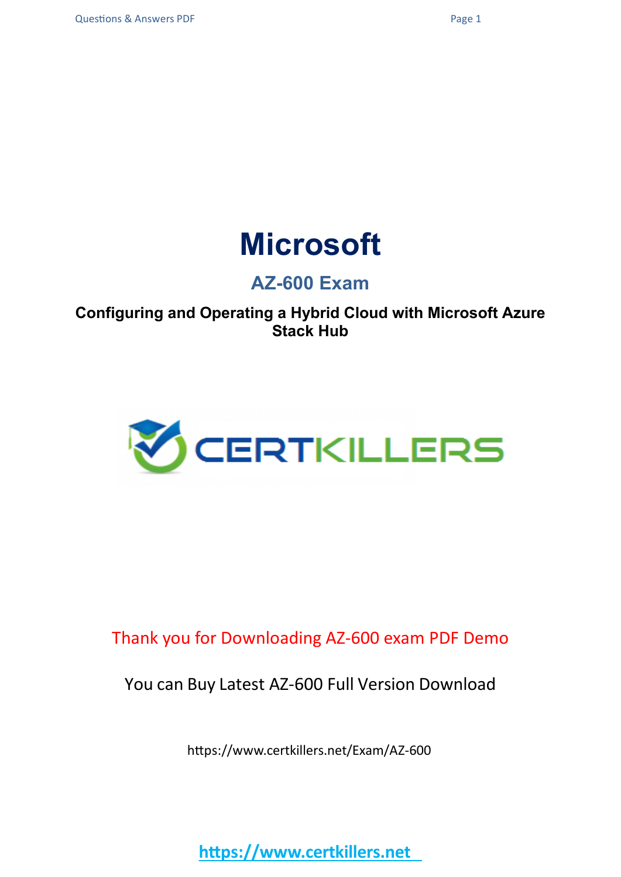# Microsoft

## AZ-600 Exam

**Configuring and Operating a Hybrid Cloud with Microsoft Azure Stack Hub**

Thank you for Downloading AZ-600 exam PDF Demo

You can Buy Latest AZ-600 Full Version Download

https://www.certkillers.net/Exam/AZ-600

https://www.certkillers.net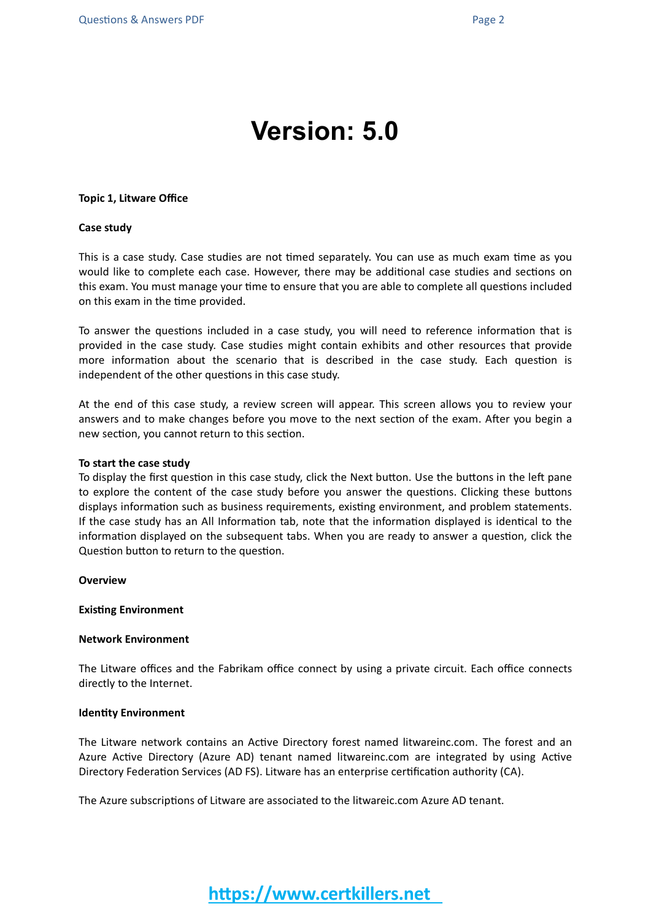# Version: 5.0

**Topic 1, Litware Office**

**Case study**

This is a case study. Case studies are not timed separately. You can use as much exam time as you would like to complete each case. However, there may be additional case studies and sections on this exam. You must manage your time to ensure that you are able to complete all questions included on this exam in the time provided.

To answer the questions included in a case study, you will need to reference information that is provided in the case study. Case studies might contain exhibits and other resources that provide more information about the scenario that is described in the case study. Each question is independent of the other questions in this case study.

At the end of this case study, a review screen will appear. This screen allows you to review your answers and to make changes before you move to the next section of the exam. After you begin a new section, you cannot return to this section.

**To start the case study**
To display the first question in this case study, click the Next button. Use the buttons in the left pane to explore the content of the case study before you answer the questions. Clicking these buttons displays information such as business requirements, existing environment, and problem statements. If the case study has an All Information tab, note that the information displayed is identical to the information displayed on the subsequent tabs. When you are ready to answer a question, click the Question button to return to the question.

**Overview**

**Existing Environment**

**Network Environment**

The Litware offices and the Fabrikam office connect by using a private circuit. Each office connects directly to the Internet.

**Identity Environment**

The Litware network contains an Active Directory forest named litwareinc.com. The forest and an Azure Active Directory (Azure AD) tenant named litwareinc.com are integrated by using Active Directory Federation Services (AD FS). Litware has an enterprise certification authority (CA).

The Azure subscriptions of Litware are associated to the litwareic.com Azure AD tenant.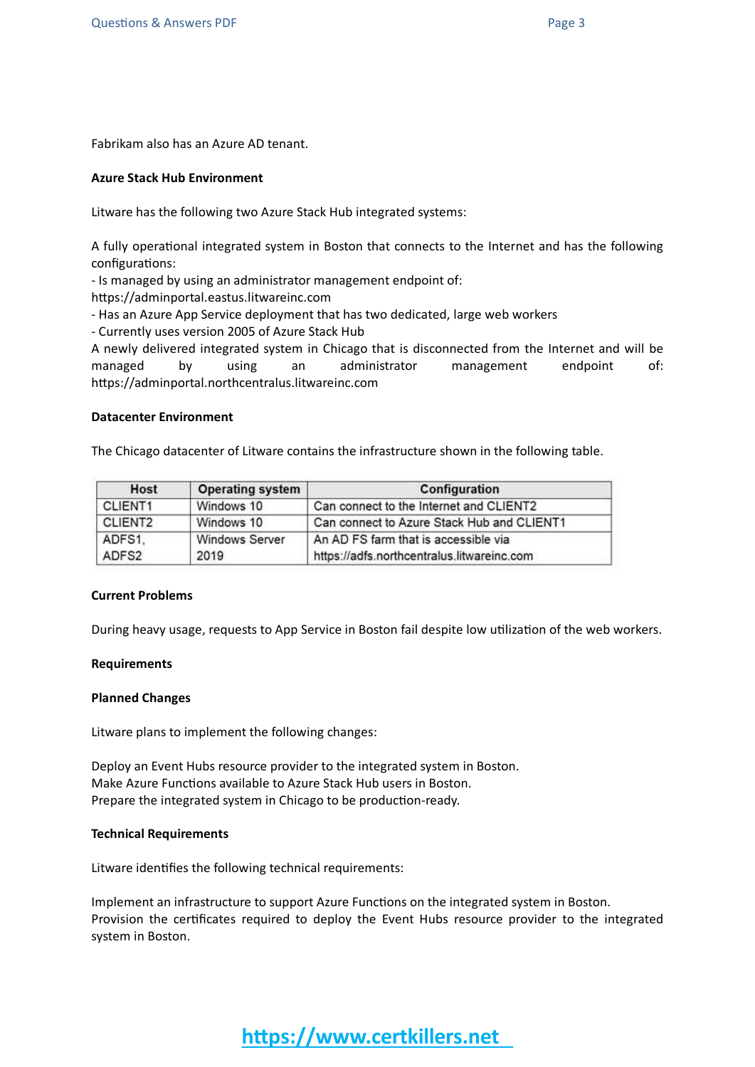Fabrikam also has an Azure AD tenant.

**Azure Stack Hub Environment**

Litware has the following two Azure Stack Hub integrated systems:

A fully operational integrated system in Boston that connects to the Internet and has the following configurations:
- Is managed by using an administrator management endpoint of: https://adminportal.eastus.litwareinc.com
- Has an Azure App Service deployment that has two dedicated, large web workers
- Currently uses version 2005 of Azure Stack Hub

A newly delivered integrated system in Chicago that is disconnected from the Internet and will be managed by using an administrator management endpoint of: https://adminportal.northcentralus.litwareinc.com

**Datacenter Environment**

The Chicago datacenter of Litware contains the infrastructure shown in the following table.

| Host | Operating system | Configuration |
|---|---|---|
| CLIENT1 | Windows 10 | Can connect to the Internet and CLIENT2 |
| CLIENT2 | Windows 10 | Can connect to Azure Stack Hub and CLIENT1 |
| ADFS1, ADFS2 | Windows Server 2019 | An AD FS farm that is accessible via https://adfs.northcentralus.litwareinc.com |

**Current Problems**

During heavy usage, requests to App Service in Boston fail despite low utilization of the web workers.

**Requirements**

**Planned Changes**

Litware plans to implement the following changes:

Deploy an Event Hubs resource provider to the integrated system in Boston.
Make Azure Functions available to Azure Stack Hub users in Boston.
Prepare the integrated system in Chicago to be production-ready.

**Technical Requirements**

Litware identifies the following technical requirements:

Implement an infrastructure to support Azure Functions on the integrated system in Boston.
Provision the certificates required to deploy the Event Hubs resource provider to the integrated system in Boston.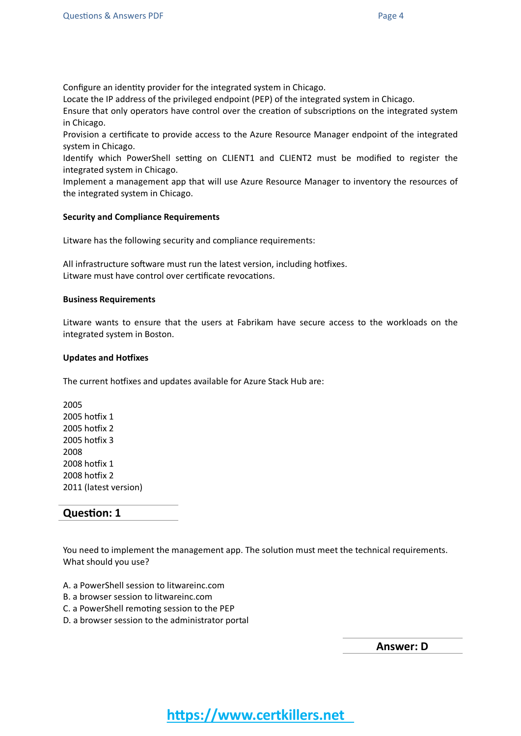Configure an identity provider for the integrated system in Chicago.
Locate the IP address of the privileged endpoint (PEP) of the integrated system in Chicago.
Ensure that only operators have control over the creation of subscriptions on the integrated system in Chicago.
Provision a certificate to provide access to the Azure Resource Manager endpoint of the integrated system in Chicago.
Identify which PowerShell setting on CLIENT1 and CLIENT2 must be modified to register the integrated system in Chicago.
Implement a management app that will use Azure Resource Manager to inventory the resources of the integrated system in Chicago.

**Security and Compliance Requirements**

Litware has the following security and compliance requirements:

All infrastructure software must run the latest version, including hotfixes.
Litware must have control over certificate revocations.

**Business Requirements**

Litware wants to ensure that the users at Fabrikam have secure access to the workloads on the integrated system in Boston.

**Updates and Hotfixes**

The current hotfixes and updates available for Azure Stack Hub are:

2005
2005 hotfix 1
2005 hotfix 2
2005 hotfix 3
2008
2008 hotfix 1
2008 hotfix 2
2011 (latest version)

## Question: 1

You need to implement the management app. The solution must meet the technical requirements.
What should you use?

A. a PowerShell session to litwareinc.com
B. a browser session to litwareinc.com
C. a PowerShell remoting session to the PEP
D. a browser session to the administrator portal

**Answer: D**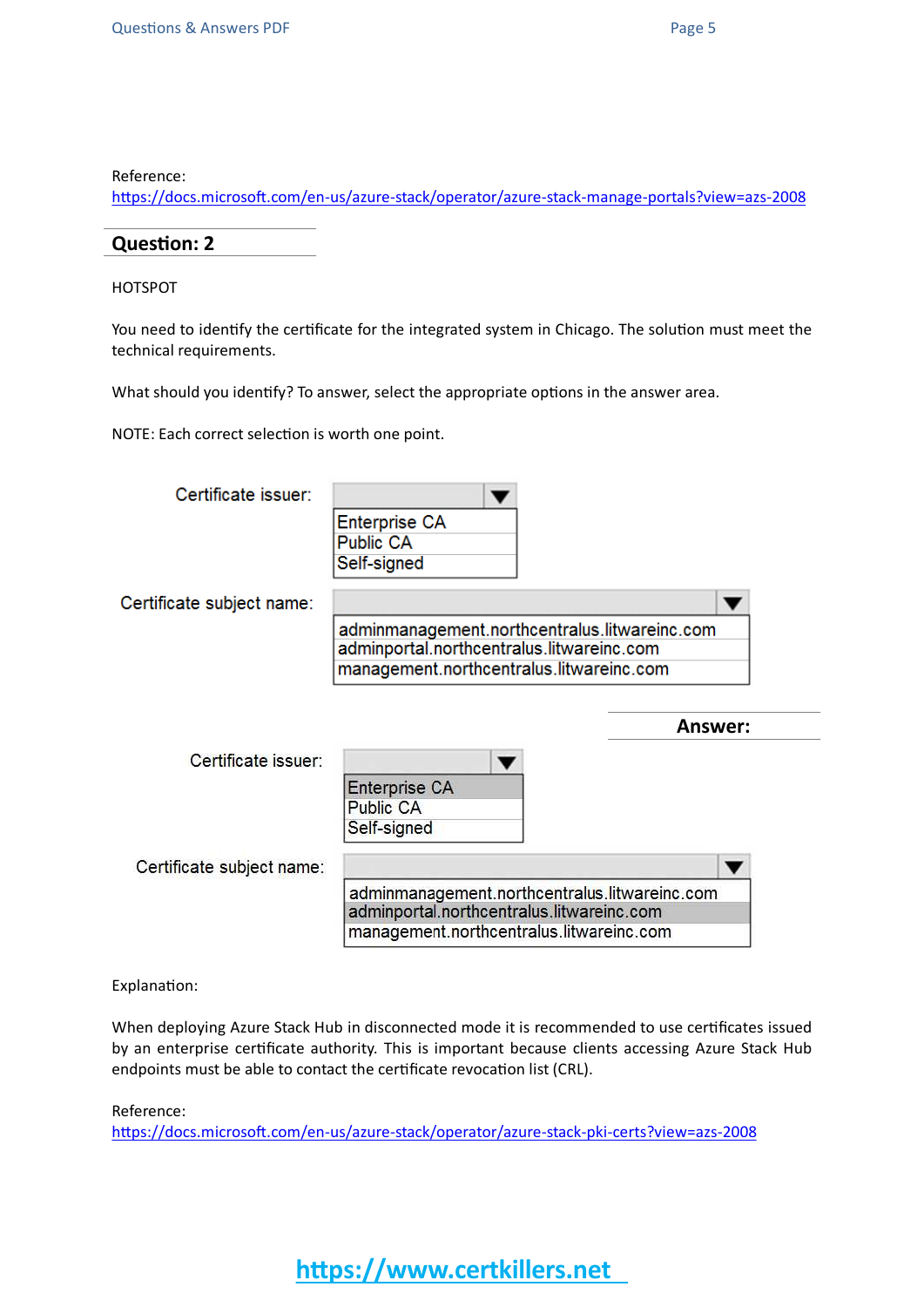Reference:
https://docs.microsoft.com/en-us/azure-stack/operator/azure-stack-manage-portals?view=azs-2008

## Question: 2

HOTSPOT

You need to identify the certificate for the integrated system in Chicago. The solution must meet the technical requirements.

What should you identify? To answer, select the appropriate options in the answer area.

NOTE: Each correct selection is worth one point.

Certificate issuer:

- Enterprise CA
- Public CA
- Self-signed

Certificate subject name:

- adminmanagement.northcentralus.litwareinc.com
- adminportal.northcentralus.litwareinc.com
- management.northcentralus.litwareinc.com

**Answer:**

Certificate issuer:

- **Enterprise CA** (selected)
- Public CA
- Self-signed

Certificate subject name:

- adminmanagement.northcentralus.litwareinc.com
- **adminportal.northcentralus.litwareinc.com** (selected)
- management.northcentralus.litwareinc.com

Explanation:

When deploying Azure Stack Hub in disconnected mode it is recommended to use certificates issued by an enterprise certificate authority. This is important because clients accessing Azure Stack Hub endpoints must be able to contact the certificate revocation list (CRL).

Reference:
https://docs.microsoft.com/en-us/azure-stack/operator/azure-stack-pki-certs?view=azs-2008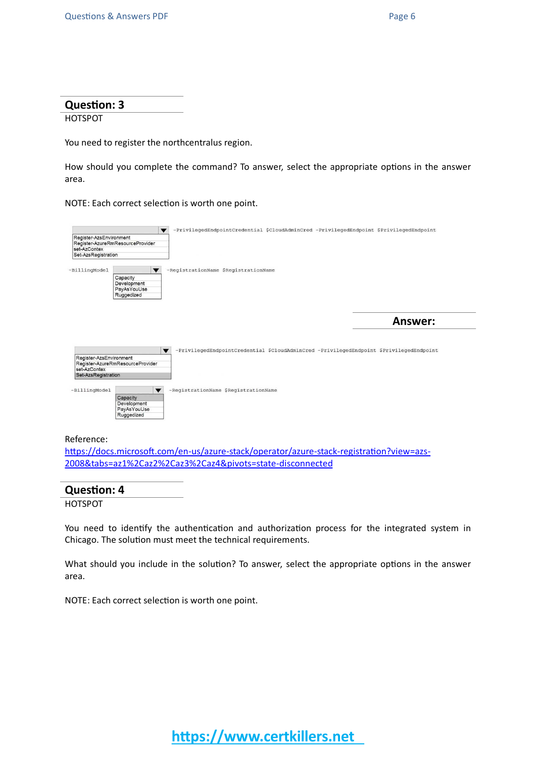## Question: 3

HOTSPOT

You need to register the northcentralus region.

How should you complete the command? To answer, select the appropriate options in the answer area.

NOTE: Each correct selection is worth one point.

```
[▼] -PrivilegedEndpointCredential $CloudAdminCred -PrivilegedEndpoint $PrivilegedEndpoint
    Register-AzsEnvironment
    Register-AzureRmResourceProvider
    set-AzContex
    Set-AzsRegistration

-BillingModel [▼] -RegistrationName $RegistrationName
    Capacity
    Development
    PayAsYouUse
    Ruggedized
```

**Answer:**

```
[▼] -PrivilegedEndpointCredential $CloudAdminCred -PrivilegedEndpoint $PrivilegedEndpoint
    Register-AzsEnvironment
    Register-AzureRmResourceProvider
    set-AzContex
    Set-AzsRegistration   (selected)

-BillingModel [▼] -RegistrationName $RegistrationName
    Capacity   (selected)
    Development
    PayAsYouUse
    Ruggedized
```

Reference:
https://docs.microsoft.com/en-us/azure-stack/operator/azure-stack-registration?view=azs-2008&tabs=az1%2Caz2%2Caz3%2Caz4&pivots=state-disconnected

## Question: 4

HOTSPOT

You need to identify the authentication and authorization process for the integrated system in Chicago. The solution must meet the technical requirements.

What should you include in the solution? To answer, select the appropriate options in the answer area.

NOTE: Each correct selection is worth one point.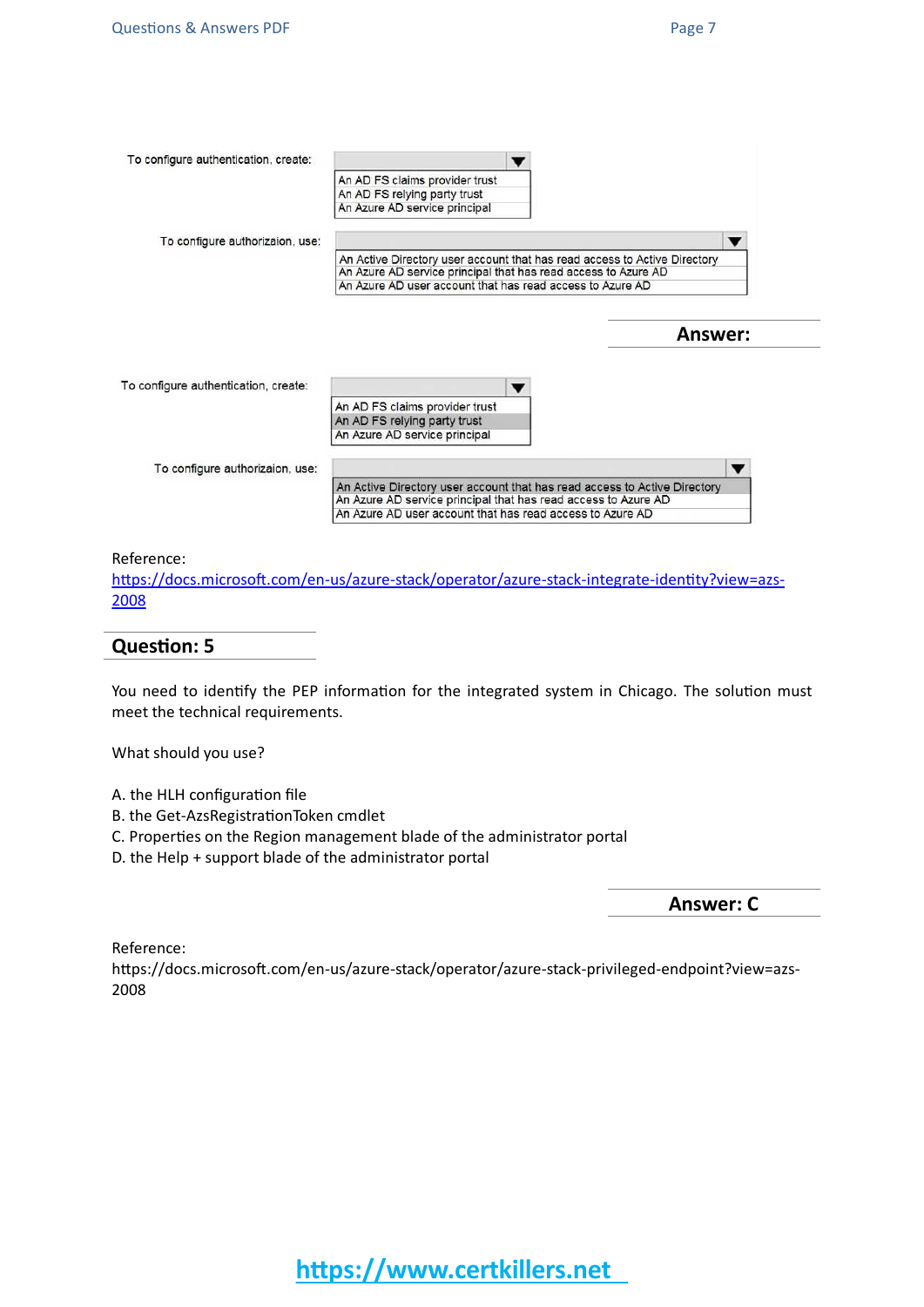To configure authentication, create:

- An AD FS claims provider trust
- An AD FS relying party trust
- An Azure AD service principal

To configure authorizaion, use:

- An Active Directory user account that has read access to Active Directory
- An Azure AD service principal that has read access to Azure AD
- An Azure AD user account that has read access to Azure AD

**Answer:**

To configure authentication, create:

- An AD FS claims provider trust
- An AD FS relying party trust
- An Azure AD service principal

To configure authorizaion, use:

- An Active Directory user account that has read access to Active Directory
- An Azure AD service principal that has read access to Azure AD
- An Azure AD user account that has read access to Azure AD

Reference:
https://docs.microsoft.com/en-us/azure-stack/operator/azure-stack-integrate-identity?view=azs-2008

## Question: 5

You need to identify the PEP information for the integrated system in Chicago. The solution must meet the technical requirements.

What should you use?

A. the HLH configuration file
B. the Get-AzsRegistrationToken cmdlet
C. Properties on the Region management blade of the administrator portal
D. the Help + support blade of the administrator portal

**Answer: C**

Reference:
https://docs.microsoft.com/en-us/azure-stack/operator/azure-stack-privileged-endpoint?view=azs-2008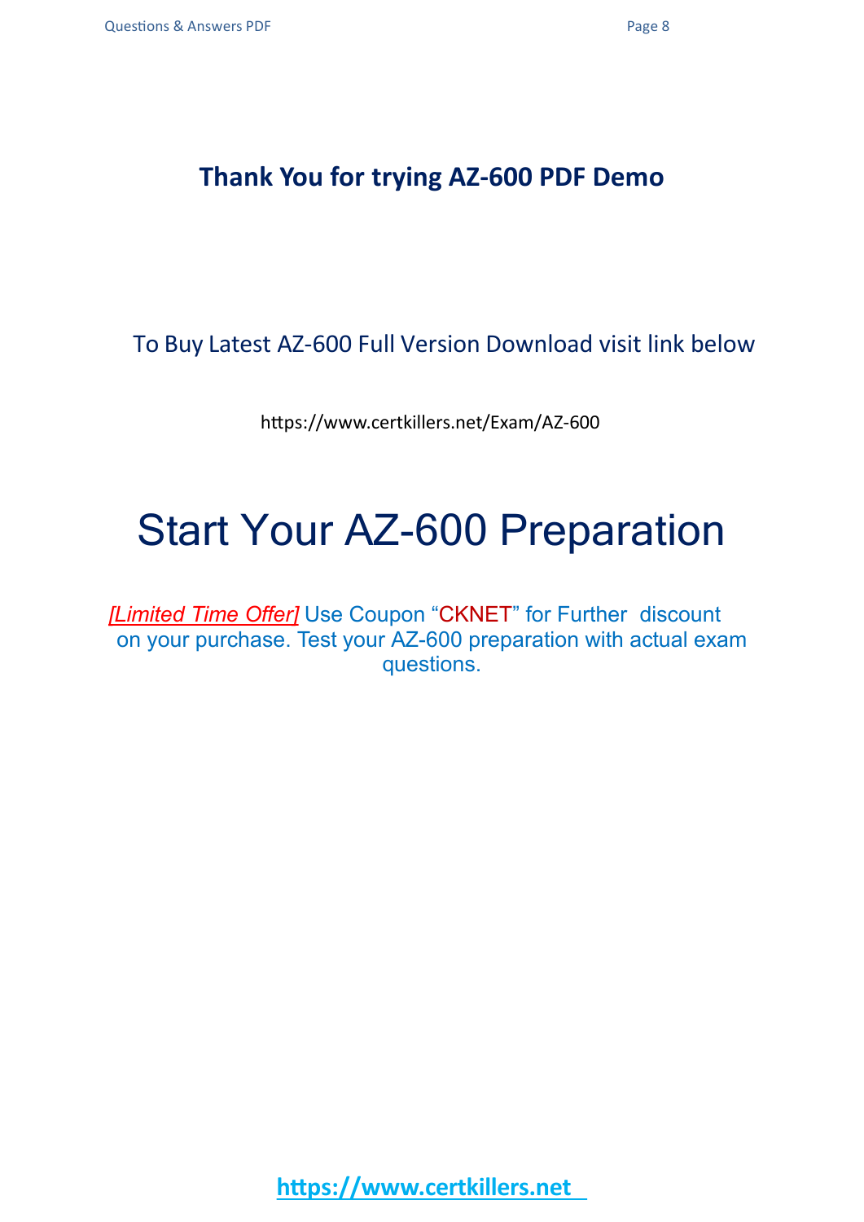## Thank You for trying AZ-600 PDF Demo

To Buy Latest AZ-600 Full Version Download visit link below

https://www.certkillers.net/Exam/AZ-600

# Start Your AZ-600 Preparation

*[Limited Time Offer]* Use Coupon "CKNET" for Further discount on your purchase. Test your AZ-600 preparation with actual exam questions.

**https://www.certkillers.net**